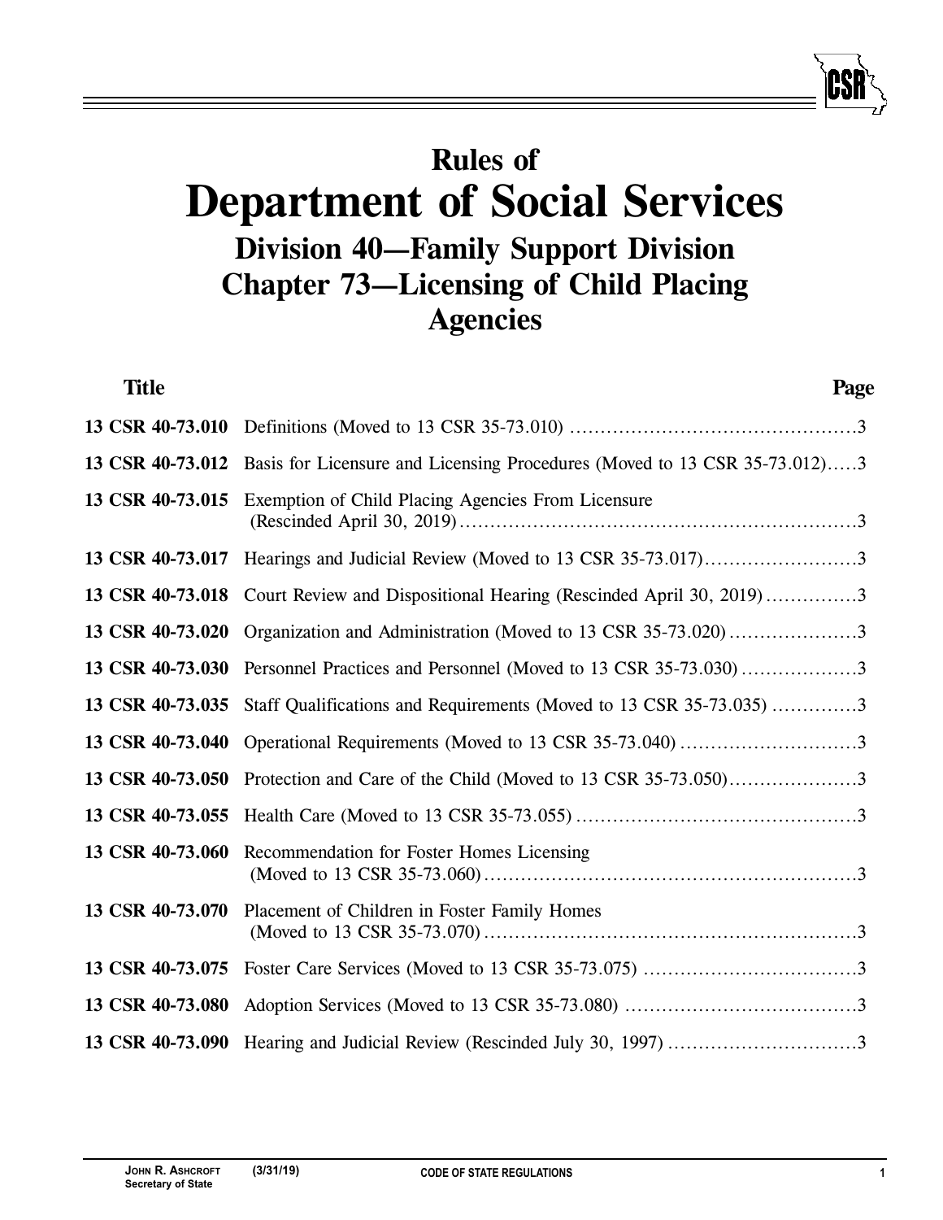# Rules of
# Department of Social Services
## Division 40—Family Support Division
## Chapter 73—Licensing of Child Placing Agencies

| Title | | Page |
|---|---|---|
| **13 CSR 40-73.010** | Definitions (Moved to 13 CSR 35-73.010) | 3 |
| **13 CSR 40-73.012** | Basis for Licensure and Licensing Procedures (Moved to 13 CSR 35-73.012) | 3 |
| **13 CSR 40-73.015** | Exemption of Child Placing Agencies From Licensure (Rescinded April 30, 2019) | 3 |
| **13 CSR 40-73.017** | Hearings and Judicial Review (Moved to 13 CSR 35-73.017) | 3 |
| **13 CSR 40-73.018** | Court Review and Dispositional Hearing (Rescinded April 30, 2019) | 3 |
| **13 CSR 40-73.020** | Organization and Administration (Moved to 13 CSR 35-73.020) | 3 |
| **13 CSR 40-73.030** | Personnel Practices and Personnel (Moved to 13 CSR 35-73.030) | 3 |
| **13 CSR 40-73.035** | Staff Qualifications and Requirements (Moved to 13 CSR 35-73.035) | 3 |
| **13 CSR 40-73.040** | Operational Requirements (Moved to 13 CSR 35-73.040) | 3 |
| **13 CSR 40-73.050** | Protection and Care of the Child (Moved to 13 CSR 35-73.050) | 3 |
| **13 CSR 40-73.055** | Health Care (Moved to 13 CSR 35-73.055) | 3 |
| **13 CSR 40-73.060** | Recommendation for Foster Homes Licensing (Moved to 13 CSR 35-73.060) | 3 |
| **13 CSR 40-73.070** | Placement of Children in Foster Family Homes (Moved to 13 CSR 35-73.070) | 3 |
| **13 CSR 40-73.075** | Foster Care Services (Moved to 13 CSR 35-73.075) | 3 |
| **13 CSR 40-73.080** | Adoption Services (Moved to 13 CSR 35-73.080) | 3 |
| **13 CSR 40-73.090** | Hearing and Judicial Review (Rescinded July 30, 1997) | 3 |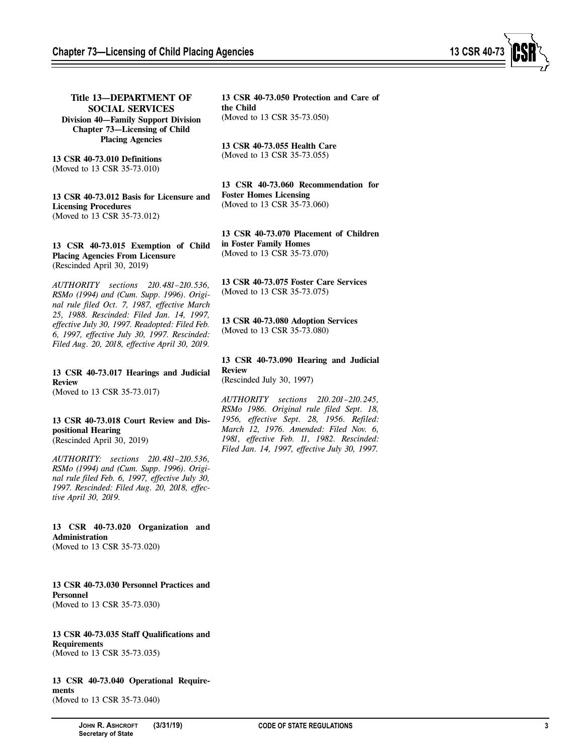# Title 13—DEPARTMENT OF SOCIAL SERVICES
## Division 40—Family Support Division
## Chapter 73—Licensing of Child Placing Agencies

**13 CSR 40-73.010 Definitions**
(Moved to 13 CSR 35-73.010)

**13 CSR 40-73.012 Basis for Licensure and Licensing Procedures**
(Moved to 13 CSR 35-73.012)

**13 CSR 40-73.015 Exemption of Child Placing Agencies From Licensure**
(Rescinded April 30, 2019)

*AUTHORITY sections 210.481–210.536, RSMo (1994) and (Cum. Supp. 1996). Original rule filed Oct. 7, 1987, effective March 25, 1988. Rescinded: Filed Jan. 14, 1997, effective July 30, 1997. Readopted: Filed Feb. 6, 1997, effective July 30, 1997. Rescinded: Filed Aug. 20, 2018, effective April 30, 2019.*

**13 CSR 40-73.017 Hearings and Judicial Review**
(Moved to 13 CSR 35-73.017)

**13 CSR 40-73.018 Court Review and Dispositional Hearing**
(Rescinded April 30, 2019)

*AUTHORITY: sections 210.481–210.536, RSMo (1994) and (Cum. Supp. 1996). Original rule filed Feb. 6, 1997, effective July 30, 1997. Rescinded: Filed Aug. 20, 2018, effective April 30, 2019.*

**13 CSR 40-73.020 Organization and Administration**
(Moved to 13 CSR 35-73.020)

**13 CSR 40-73.030 Personnel Practices and Personnel**
(Moved to 13 CSR 35-73.030)

**13 CSR 40-73.035 Staff Qualifications and Requirements**
(Moved to 13 CSR 35-73.035)

**13 CSR 40-73.040 Operational Requirements**
(Moved to 13 CSR 35-73.040)

**13 CSR 40-73.050 Protection and Care of the Child**
(Moved to 13 CSR 35-73.050)

**13 CSR 40-73.055 Health Care**
(Moved to 13 CSR 35-73.055)

**13 CSR 40-73.060 Recommendation for Foster Homes Licensing**
(Moved to 13 CSR 35-73.060)

**13 CSR 40-73.070 Placement of Children in Foster Family Homes**
(Moved to 13 CSR 35-73.070)

**13 CSR 40-73.075 Foster Care Services**
(Moved to 13 CSR 35-73.075)

**13 CSR 40-73.080 Adoption Services**
(Moved to 13 CSR 35-73.080)

**13 CSR 40-73.090 Hearing and Judicial Review**
(Rescinded July 30, 1997)

*AUTHORITY sections 210.201–210.245, RSMo 1986. Original rule filed Sept. 18, 1956, effective Sept. 28, 1956. Refiled: March 12, 1976. Amended: Filed Nov. 6, 1981, effective Feb. 11, 1982. Rescinded: Filed Jan. 14, 1997, effective July 30, 1997.*